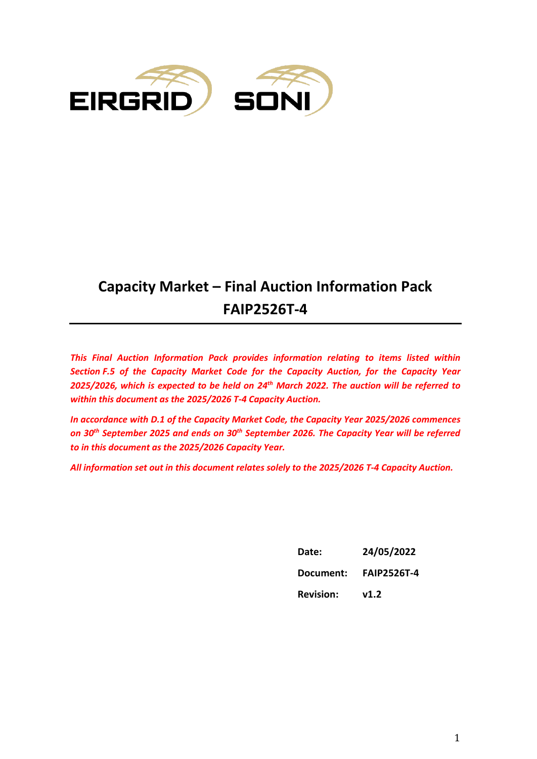EIRGRID SONI

# Capacity Market – Final Auction Information Pack FAIP2526T-4

***This Final Auction Information Pack provides information relating to items listed within Section F.5 of the Capacity Market Code for the Capacity Auction, for the Capacity Year 2025/2026, which is expected to be held on 24th March 2022. The auction will be referred to within this document as the 2025/2026 T-4 Capacity Auction.***

***In accordance with D.1 of the Capacity Market Code, the Capacity Year 2025/2026 commences on 30th September 2025 and ends on 30th September 2026. The Capacity Year will be referred to in this document as the 2025/2026 Capacity Year.***

***All information set out in this document relates solely to the 2025/2026 T-4 Capacity Auction.***

| | |
|---|---|
| **Date:** | **24/05/2022** |
| **Document:** | **FAIP2526T-4** |
| **Revision:** | **v1.2** |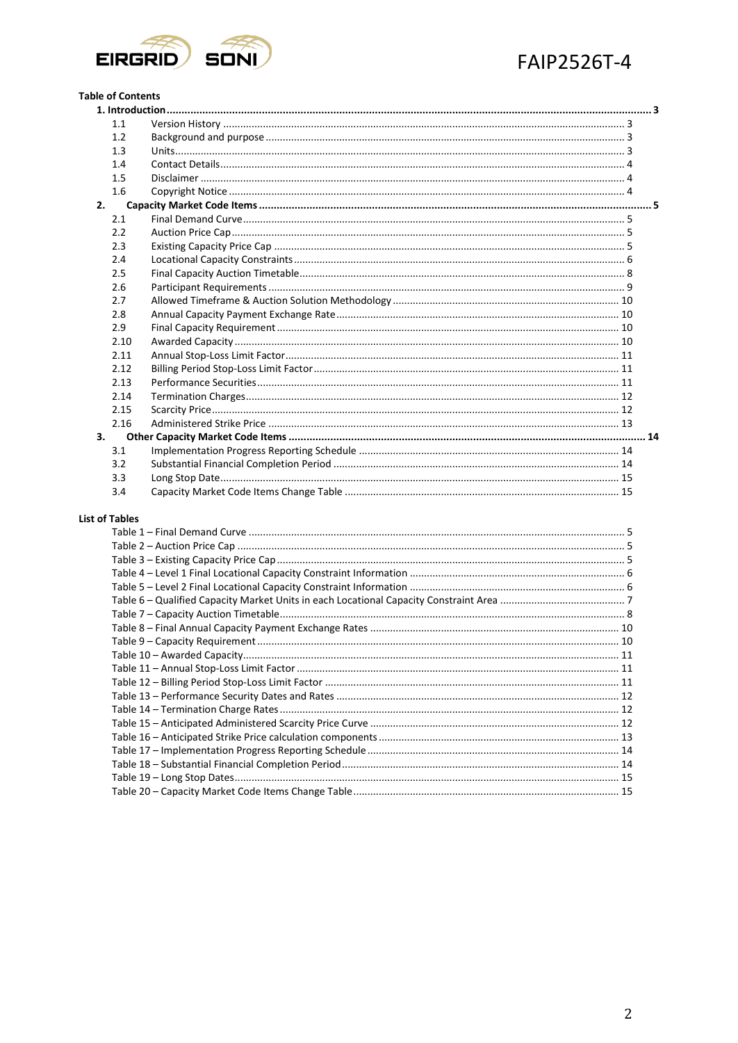FAIP2526T-4

**Table of Contents**

**1. Introduction ........ 3**

- 1.1 Version History ........ 3
- 1.2 Background and purpose ........ 3
- 1.3 Units ........ 3
- 1.4 Contact Details ........ 4
- 1.5 Disclaimer ........ 4
- 1.6 Copyright Notice ........ 4

**2. Capacity Market Code Items ........ 5**

- 2.1 Final Demand Curve ........ 5
- 2.2 Auction Price Cap ........ 5
- 2.3 Existing Capacity Price Cap ........ 5
- 2.4 Locational Capacity Constraints ........ 6
- 2.5 Final Capacity Auction Timetable ........ 8
- 2.6 Participant Requirements ........ 9
- 2.7 Allowed Timeframe & Auction Solution Methodology ........ 10
- 2.8 Annual Capacity Payment Exchange Rate ........ 10
- 2.9 Final Capacity Requirement ........ 10
- 2.10 Awarded Capacity ........ 10
- 2.11 Annual Stop-Loss Limit Factor ........ 11
- 2.12 Billing Period Stop-Loss Limit Factor ........ 11
- 2.13 Performance Securities ........ 11
- 2.14 Termination Charges ........ 12
- 2.15 Scarcity Price ........ 12
- 2.16 Administered Strike Price ........ 13

**3. Other Capacity Market Code Items ........ 14**

- 3.1 Implementation Progress Reporting Schedule ........ 14
- 3.2 Substantial Financial Completion Period ........ 14
- 3.3 Long Stop Date ........ 15
- 3.4 Capacity Market Code Items Change Table ........ 15

**List of Tables**

- Table 1 – Final Demand Curve ........ 5
- Table 2 – Auction Price Cap ........ 5
- Table 3 – Existing Capacity Price Cap ........ 5
- Table 4 – Level 1 Final Locational Capacity Constraint Information ........ 6
- Table 5 – Level 2 Final Locational Capacity Constraint Information ........ 6
- Table 6 – Qualified Capacity Market Units in each Locational Capacity Constraint Area ........ 7
- Table 7 – Capacity Auction Timetable ........ 8
- Table 8 – Final Annual Capacity Payment Exchange Rates ........ 10
- Table 9 – Capacity Requirement ........ 10
- Table 10 – Awarded Capacity ........ 11
- Table 11 – Annual Stop-Loss Limit Factor ........ 11
- Table 12 – Billing Period Stop-Loss Limit Factor ........ 11
- Table 13 – Performance Security Dates and Rates ........ 12
- Table 14 – Termination Charge Rates ........ 12
- Table 15 – Anticipated Administered Scarcity Price Curve ........ 12
- Table 16 – Anticipated Strike Price calculation components ........ 13
- Table 17 – Implementation Progress Reporting Schedule ........ 14
- Table 18 – Substantial Financial Completion Period ........ 14
- Table 19 – Long Stop Dates ........ 15
- Table 20 – Capacity Market Code Items Change Table ........ 15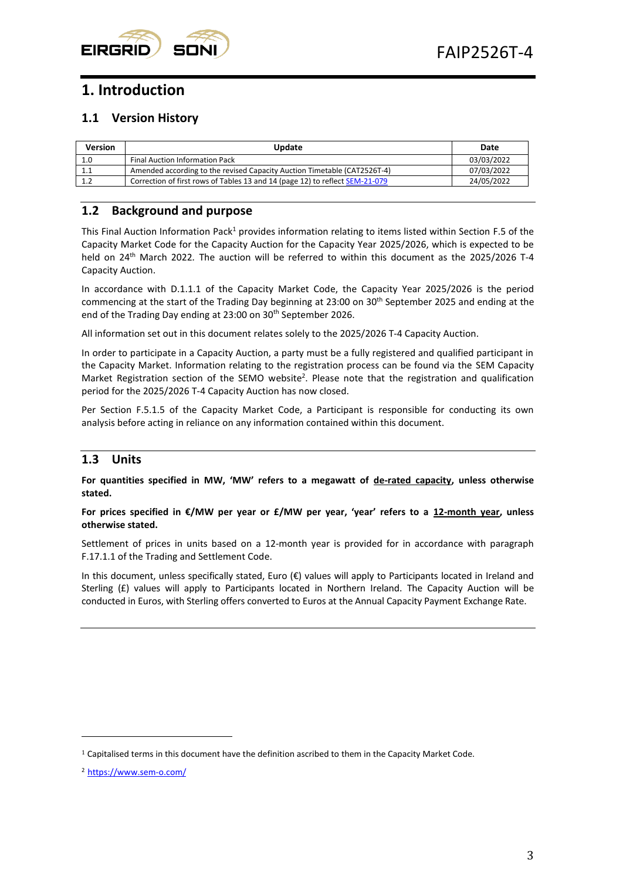# 1. Introduction

## 1.1 Version History

| Version | Update | Date |
|---|---|---|
| 1.0 | Final Auction Information Pack | 03/03/2022 |
| 1.1 | Amended according to the revised Capacity Auction Timetable (CAT2526T-4) | 07/03/2022 |
| 1.2 | Correction of first rows of Tables 13 and 14 (page 12) to reflect SEM-21-079 | 24/05/2022 |

## 1.2 Background and purpose

This Final Auction Information Pack[1] provides information relating to items listed within Section F.5 of the Capacity Market Code for the Capacity Auction for the Capacity Year 2025/2026, which is expected to be held on 24th March 2022. The auction will be referred to within this document as the 2025/2026 T-4 Capacity Auction.

In accordance with D.1.1.1 of the Capacity Market Code, the Capacity Year 2025/2026 is the period commencing at the start of the Trading Day beginning at 23:00 on 30th September 2025 and ending at the end of the Trading Day ending at 23:00 on 30th September 2026.

All information set out in this document relates solely to the 2025/2026 T-4 Capacity Auction.

In order to participate in a Capacity Auction, a party must be a fully registered and qualified participant in the Capacity Market. Information relating to the registration process can be found via the SEM Capacity Market Registration section of the SEMO website[2]. Please note that the registration and qualification period for the 2025/2026 T-4 Capacity Auction has now closed.

Per Section F.5.1.5 of the Capacity Market Code, a Participant is responsible for conducting its own analysis before acting in reliance on any information contained within this document.

## 1.3 Units

**For quantities specified in MW, 'MW' refers to a megawatt of de-rated capacity, unless otherwise stated.**

**For prices specified in €/MW per year or £/MW per year, 'year' refers to a 12-month year, unless otherwise stated.**

Settlement of prices in units based on a 12-month year is provided for in accordance with paragraph F.17.1.1 of the Trading and Settlement Code.

In this document, unless specifically stated, Euro (€) values will apply to Participants located in Ireland and Sterling (£) values will apply to Participants located in Northern Ireland. The Capacity Auction will be conducted in Euros, with Sterling offers converted to Euros at the Annual Capacity Payment Exchange Rate.

[1] Capitalised terms in this document have the definition ascribed to them in the Capacity Market Code.

[2] https://www.sem-o.com/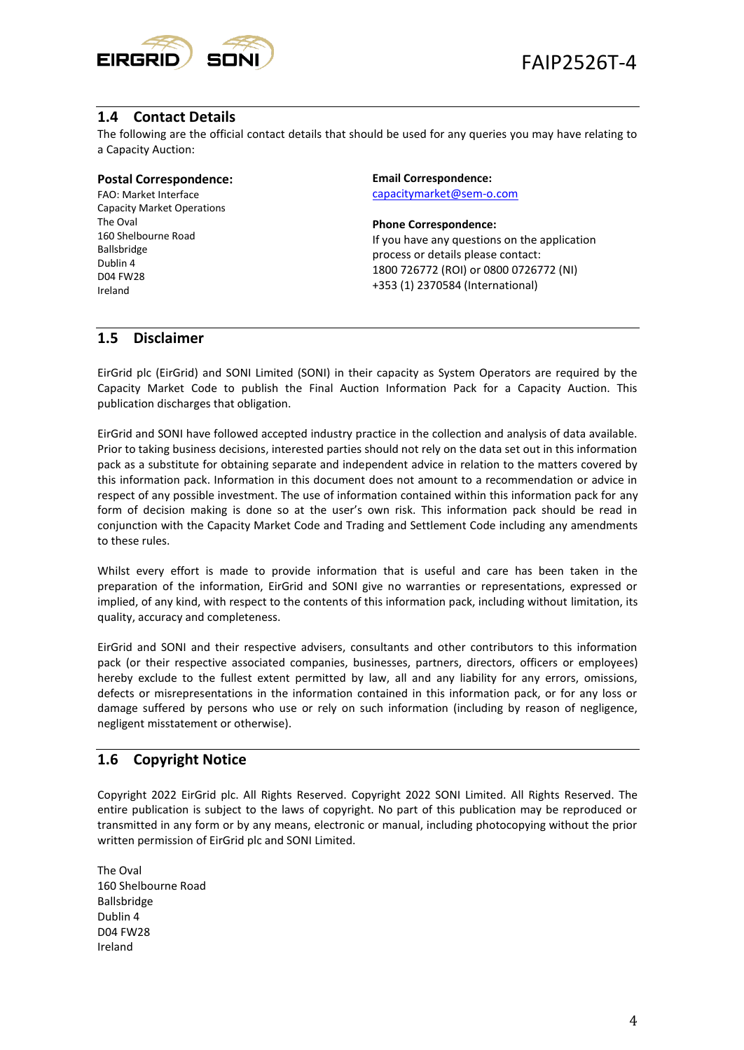## 1.4 Contact Details

The following are the official contact details that should be used for any queries you may have relating to a Capacity Auction:

**Postal Correspondence:**
FAO: Market Interface
Capacity Market Operations
The Oval
160 Shelbourne Road
Ballsbridge
Dublin 4
D04 FW28
Ireland

**Email Correspondence:**
capacitymarket@sem-o.com

**Phone Correspondence:**
If you have any questions on the application process or details please contact:
1800 726772 (ROI) or 0800 0726772 (NI)
+353 (1) 2370584 (International)

## 1.5 Disclaimer

EirGrid plc (EirGrid) and SONI Limited (SONI) in their capacity as System Operators are required by the Capacity Market Code to publish the Final Auction Information Pack for a Capacity Auction. This publication discharges that obligation.

EirGrid and SONI have followed accepted industry practice in the collection and analysis of data available. Prior to taking business decisions, interested parties should not rely on the data set out in this information pack as a substitute for obtaining separate and independent advice in relation to the matters covered by this information pack. Information in this document does not amount to a recommendation or advice in respect of any possible investment. The use of information contained within this information pack for any form of decision making is done so at the user's own risk. This information pack should be read in conjunction with the Capacity Market Code and Trading and Settlement Code including any amendments to these rules.

Whilst every effort is made to provide information that is useful and care has been taken in the preparation of the information, EirGrid and SONI give no warranties or representations, expressed or implied, of any kind, with respect to the contents of this information pack, including without limitation, its quality, accuracy and completeness.

EirGrid and SONI and their respective advisers, consultants and other contributors to this information pack (or their respective associated companies, businesses, partners, directors, officers or employees) hereby exclude to the fullest extent permitted by law, all and any liability for any errors, omissions, defects or misrepresentations in the information contained in this information pack, or for any loss or damage suffered by persons who use or rely on such information (including by reason of negligence, negligent misstatement or otherwise).

## 1.6 Copyright Notice

Copyright 2022 EirGrid plc. All Rights Reserved. Copyright 2022 SONI Limited. All Rights Reserved. The entire publication is subject to the laws of copyright. No part of this publication may be reproduced or transmitted in any form or by any means, electronic or manual, including photocopying without the prior written permission of EirGrid plc and SONI Limited.

The Oval
160 Shelbourne Road
Ballsbridge
Dublin 4
D04 FW28
Ireland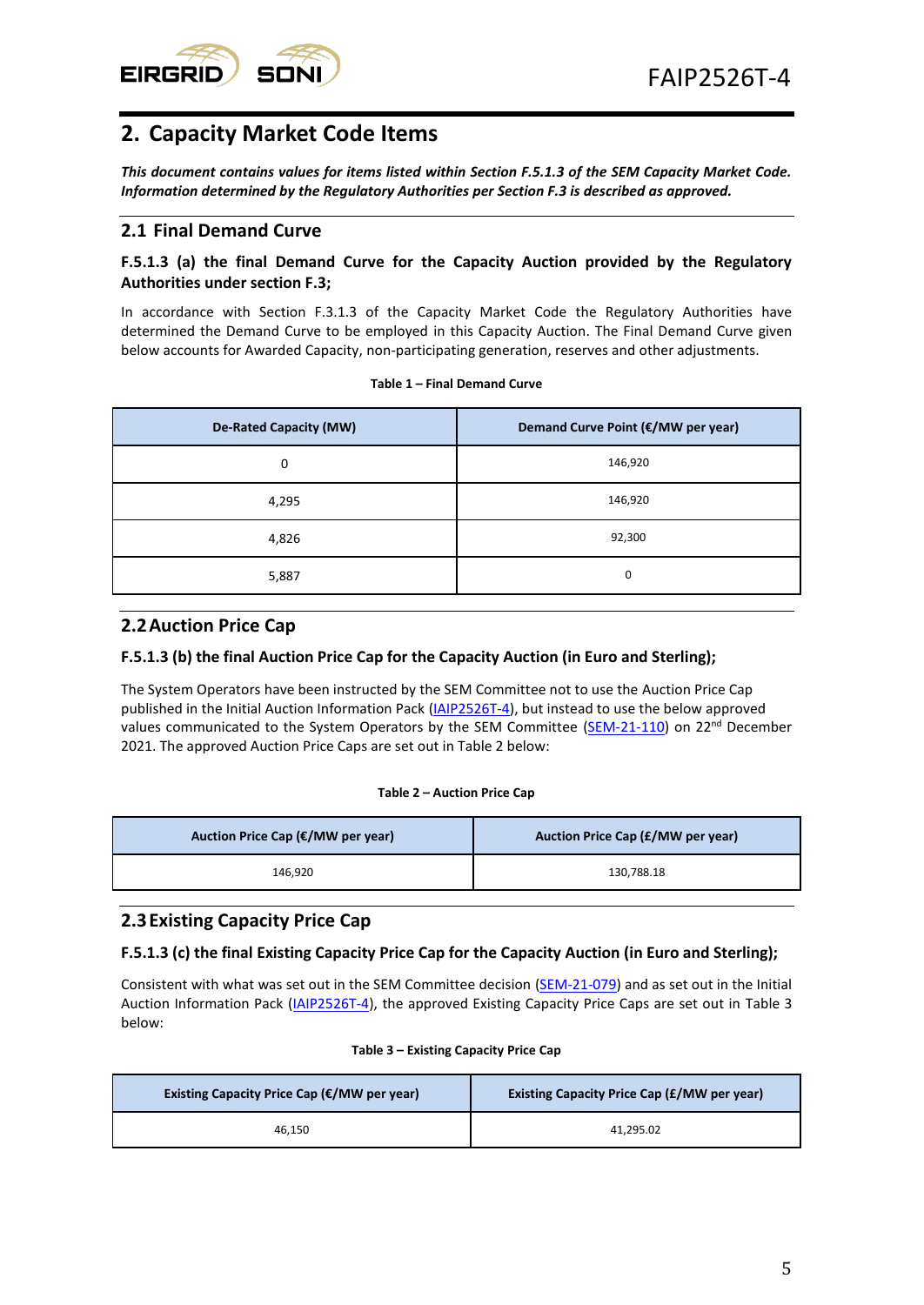## 2. Capacity Market Code Items

***This document contains values for items listed within Section F.5.1.3 of the SEM Capacity Market Code. Information determined by the Regulatory Authorities per Section F.3 is described as approved.***

### 2.1 Final Demand Curve

#### F.5.1.3 (a) the final Demand Curve for the Capacity Auction provided by the Regulatory Authorities under section F.3;

In accordance with Section F.3.1.3 of the Capacity Market Code the Regulatory Authorities have determined the Demand Curve to be employed in this Capacity Auction. The Final Demand Curve given below accounts for Awarded Capacity, non-participating generation, reserves and other adjustments.

**Table 1 – Final Demand Curve**

| De-Rated Capacity (MW) | Demand Curve Point (€/MW per year) |
|---|---|
| 0 | 146,920 |
| 4,295 | 146,920 |
| 4,826 | 92,300 |
| 5,887 | 0 |

### 2.2 Auction Price Cap

#### F.5.1.3 (b) the final Auction Price Cap for the Capacity Auction (in Euro and Sterling);

The System Operators have been instructed by the SEM Committee not to use the Auction Price Cap published in the Initial Auction Information Pack (IAIP2526T-4), but instead to use the below approved values communicated to the System Operators by the SEM Committee (SEM-21-110) on 22nd December 2021. The approved Auction Price Caps are set out in Table 2 below:

**Table 2 – Auction Price Cap**

| Auction Price Cap (€/MW per year) | Auction Price Cap (£/MW per year) |
|---|---|
| 146,920 | 130,788.18 |

### 2.3 Existing Capacity Price Cap

#### F.5.1.3 (c) the final Existing Capacity Price Cap for the Capacity Auction (in Euro and Sterling);

Consistent with what was set out in the SEM Committee decision (SEM-21-079) and as set out in the Initial Auction Information Pack (IAIP2526T-4), the approved Existing Capacity Price Caps are set out in Table 3 below:

**Table 3 – Existing Capacity Price Cap**

| Existing Capacity Price Cap (€/MW per year) | Existing Capacity Price Cap (£/MW per year) |
|---|---|
| 46,150 | 41,295.02 |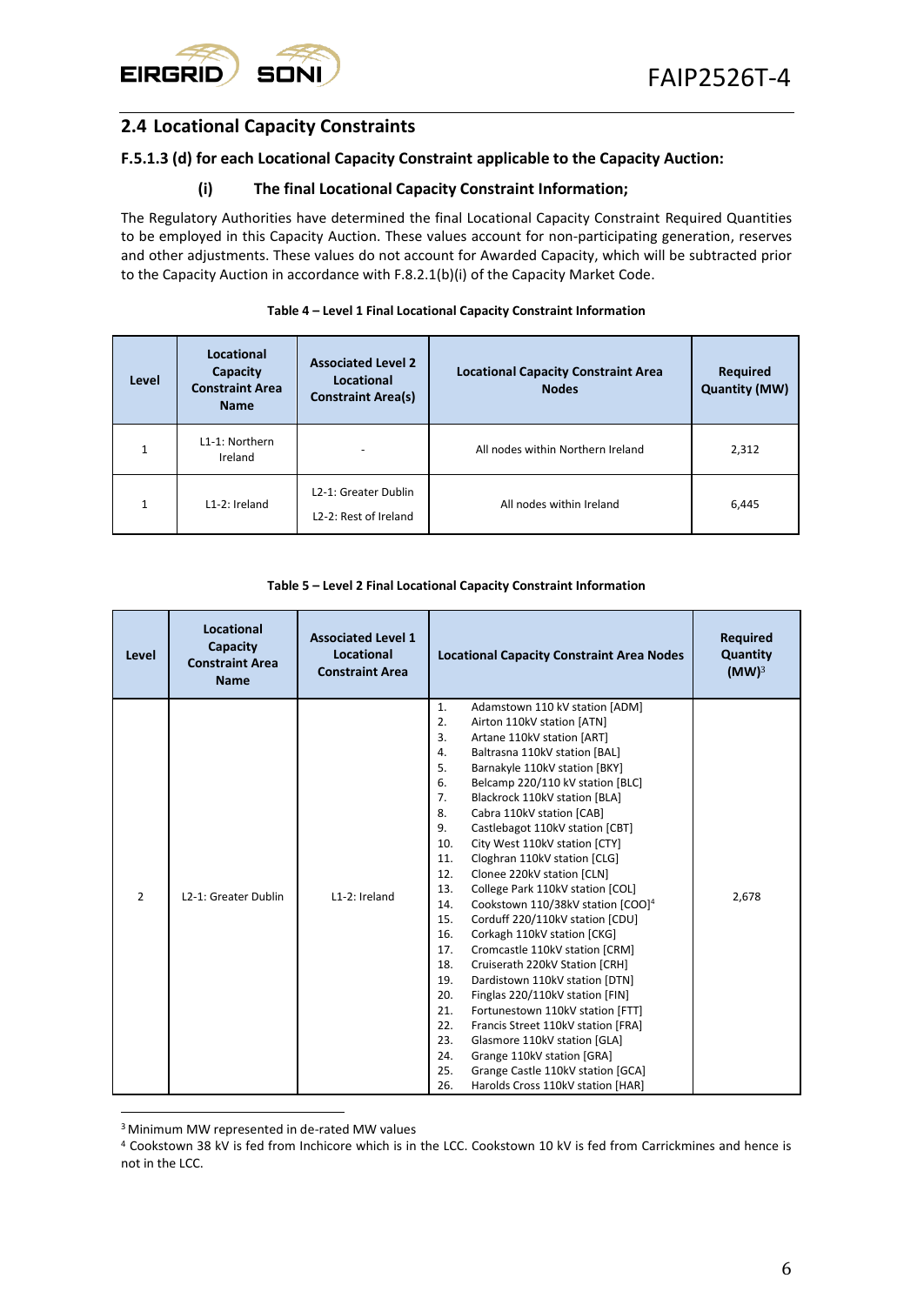## 2.4 Locational Capacity Constraints

### F.5.1.3 (d) for each Locational Capacity Constraint applicable to the Capacity Auction:

#### (i) The final Locational Capacity Constraint Information;

The Regulatory Authorities have determined the final Locational Capacity Constraint Required Quantities to be employed in this Capacity Auction. These values account for non-participating generation, reserves and other adjustments. These values do not account for Awarded Capacity, which will be subtracted prior to the Capacity Auction in accordance with F.8.2.1(b)(i) of the Capacity Market Code.

**Table 4 – Level 1 Final Locational Capacity Constraint Information**

| Level | Locational Capacity Constraint Area Name | Associated Level 2 Locational Constraint Area(s) | Locational Capacity Constraint Area Nodes | Required Quantity (MW) |
|---|---|---|---|---|
| 1 | L1-1: Northern Ireland | - | All nodes within Northern Ireland | 2,312 |
| 1 | L1-2: Ireland | L2-1: Greater Dublin<br>L2-2: Rest of Ireland | All nodes within Ireland | 6,445 |

**Table 5 – Level 2 Final Locational Capacity Constraint Information**

| Level | Locational Capacity Constraint Area Name | Associated Level 1 Locational Constraint Area | Locational Capacity Constraint Area Nodes | Required Quantity (MW)[3] |
|---|---|---|---|---|
| 2 | L2-1: Greater Dublin | L1-2: Ireland | 1. Adamstown 110 kV station [ADM]<br>2. Airton 110kV station [ATN]<br>3. Artane 110kV station [ART]<br>4. Baltrasna 110kV station [BAL]<br>5. Barnakyle 110kV station [BKY]<br>6. Belcamp 220/110 kV station [BLC]<br>7. Blackrock 110kV station [BLA]<br>8. Cabra 110kV station [CAB]<br>9. Castlebagot 110kV station [CBT]<br>10. City West 110kV station [CTY]<br>11. Cloghran 110kV station [CLG]<br>12. Clonee 220kV station [CLN]<br>13. College Park 110kV station [COL]<br>14. Cookstown 110/38kV station [COO][4]<br>15. Corduff 220/110kV station [CDU]<br>16. Corkagh 110kV station [CKG]<br>17. Cromcastle 110kV station [CRM]<br>18. Cruiserath 220kV Station [CRH]<br>19. Dardistown 110kV station [DTN]<br>20. Finglas 220/110kV station [FIN]<br>21. Fortunestown 110kV station [FTT]<br>22. Francis Street 110kV station [FRA]<br>23. Glasmore 110kV station [GLA]<br>24. Grange 110kV station [GRA]<br>25. Grange Castle 110kV station [GCA]<br>26. Harolds Cross 110kV station [HAR] | 2,678 |

[3] Minimum MW represented in de-rated MW values

[4] Cookstown 38 kV is fed from Inchicore which is in the LCC. Cookstown 10 kV is fed from Carrickmines and hence is not in the LCC.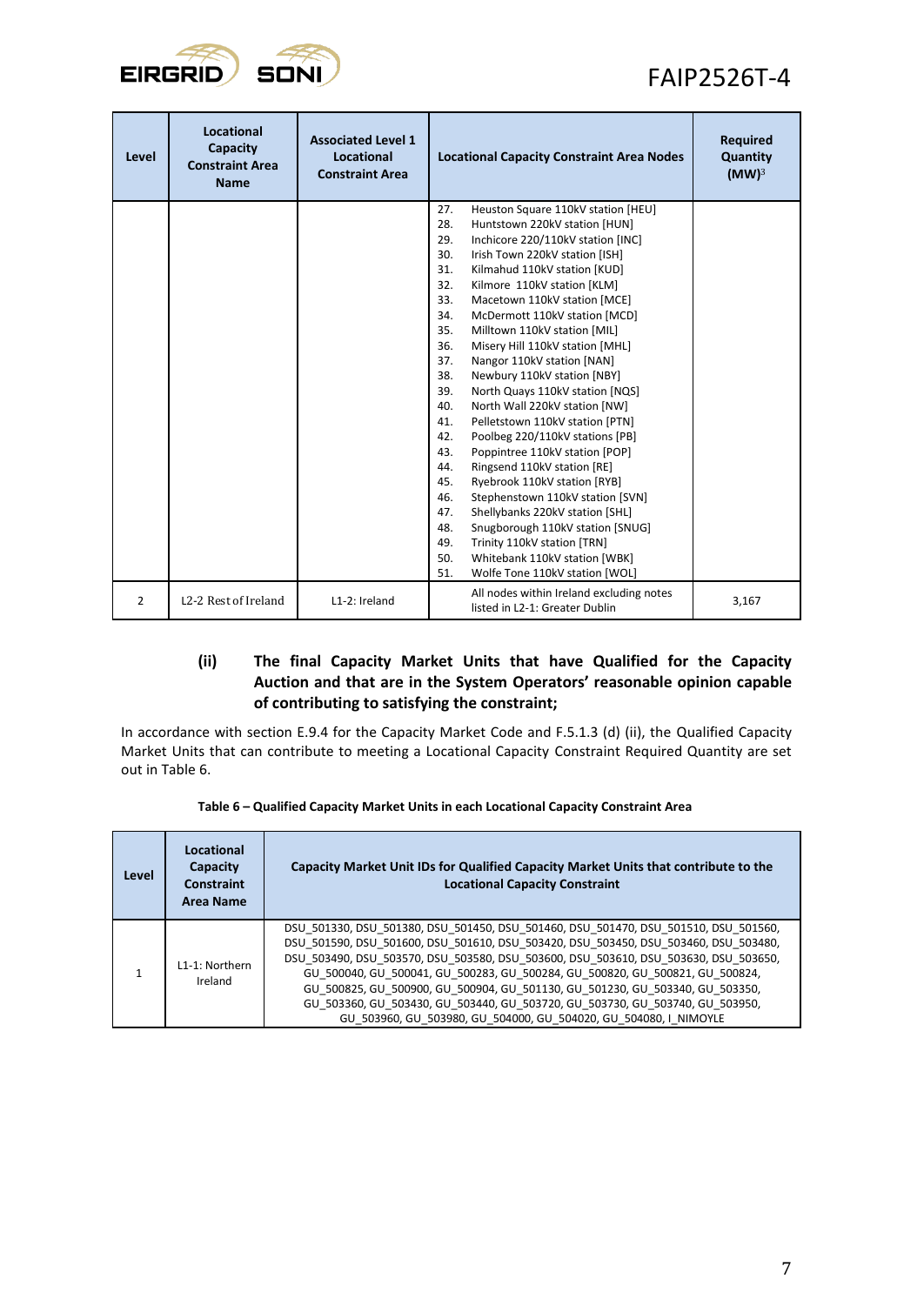| Level | Locational Capacity Constraint Area Name | Associated Level 1 Locational Constraint Area | Locational Capacity Constraint Area Nodes | Required Quantity (MW)[3] |
|---|---|---|---|---|
| | | | 27. Heuston Square 110kV station [HEU]<br>28. Huntstown 220kV station [HUN]<br>29. Inchicore 220/110kV station [INC]<br>30. Irish Town 220kV station [ISH]<br>31. Kilmahud 110kV station [KUD]<br>32. Kilmore 110kV station [KLM]<br>33. Macetown 110kV station [MCE]<br>34. McDermott 110kV station [MCD]<br>35. Milltown 110kV station [MIL]<br>36. Misery Hill 110kV station [MHL]<br>37. Nangor 110kV station [NAN]<br>38. Newbury 110kV station [NBY]<br>39. North Quays 110kV station [NQS]<br>40. North Wall 220kV station [NW]<br>41. Pelletstown 110kV station [PTN]<br>42. Poolbeg 220/110kV stations [PB]<br>43. Poppintree 110kV station [POP]<br>44. Ringsend 110kV station [RE]<br>45. Ryebrook 110kV station [RYB]<br>46. Stephenstown 110kV station [SVN]<br>47. Shellybanks 220kV station [SHL]<br>48. Snugborough 110kV station [SNUG]<br>49. Trinity 110kV station [TRN]<br>50. Whitebank 110kV station [WBK]<br>51. Wolfe Tone 110kV station [WOL] | |
| 2 | L2-2 Rest of Ireland | L1-2: Ireland | All nodes within Ireland excluding notes listed in L2-1: Greater Dublin | 3,167 |

#### (ii) The final Capacity Market Units that have Qualified for the Capacity Auction and that are in the System Operators' reasonable opinion capable of contributing to satisfying the constraint;

In accordance with section E.9.4 for the Capacity Market Code and F.5.1.3 (d) (ii), the Qualified Capacity Market Units that can contribute to meeting a Locational Capacity Constraint Required Quantity are set out in Table 6.

**Table 6 – Qualified Capacity Market Units in each Locational Capacity Constraint Area**

| Level | Locational Capacity Constraint Area Name | Capacity Market Unit IDs for Qualified Capacity Market Units that contribute to the Locational Capacity Constraint |
|---|---|---|
| 1 | L1-1: Northern Ireland | DSU_501330, DSU_501380, DSU_501450, DSU_501460, DSU_501470, DSU_501510, DSU_501560, DSU_501590, DSU_501600, DSU_501610, DSU_503420, DSU_503450, DSU_503460, DSU_503480, DSU_503490, DSU_503570, DSU_503580, DSU_503600, DSU_503610, DSU_503630, DSU_503650, GU_500040, GU_500041, GU_500283, GU_500284, GU_500820, GU_500821, GU_500824, GU_500825, GU_500900, GU_500904, GU_501130, GU_501230, GU_503340, GU_503350, GU_503360, GU_503430, GU_503440, GU_503720, GU_503730, GU_503740, GU_503950, GU_503960, GU_503980, GU_504000, GU_504020, GU_504080, I_NIMOYLE |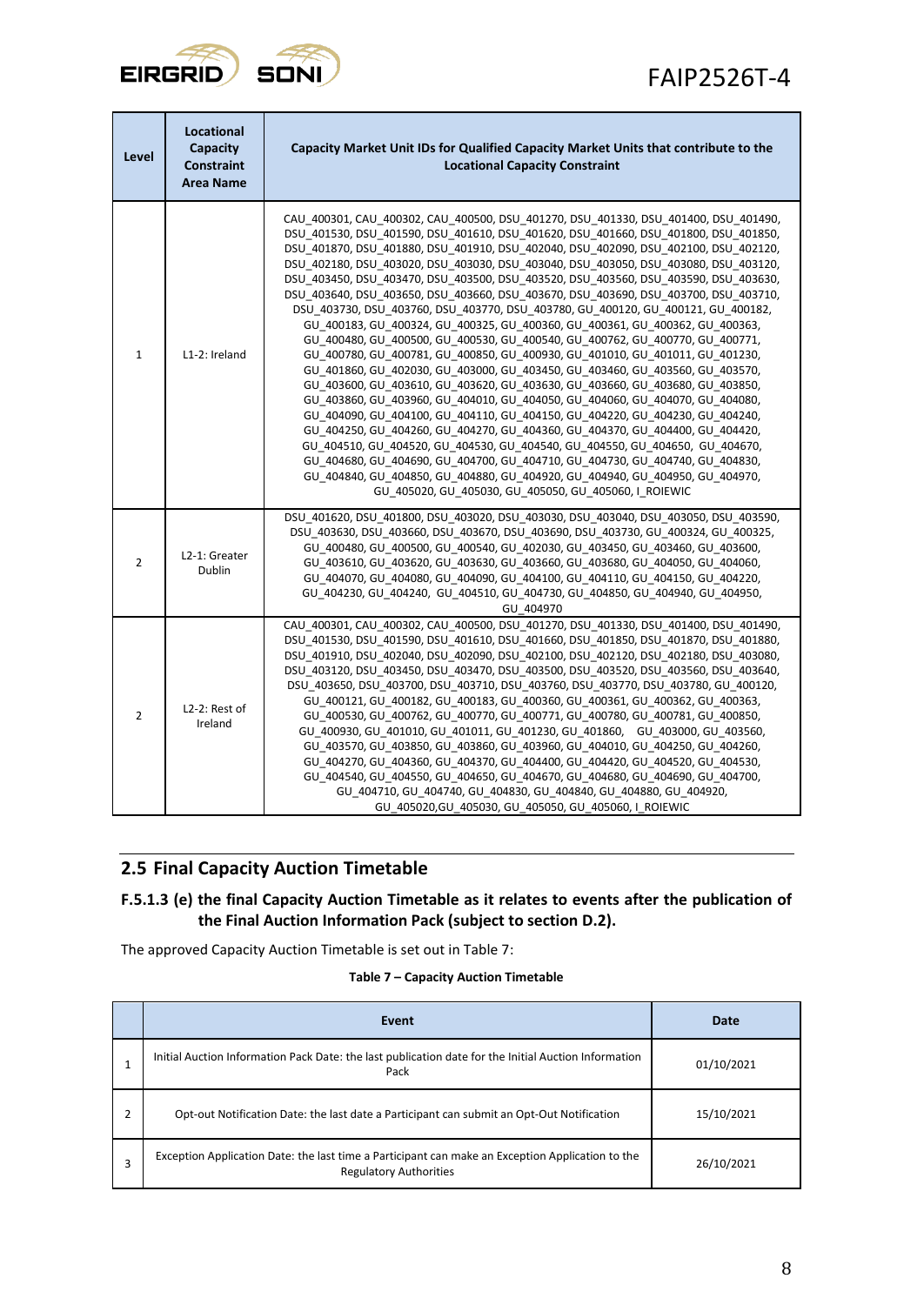| Level | Locational Capacity Constraint Area Name | Capacity Market Unit IDs for Qualified Capacity Market Units that contribute to the Locational Capacity Constraint |
|---|---|---|
| 1 | L1-2: Ireland | CAU_400301, CAU_400302, CAU_400500, DSU_401270, DSU_401330, DSU_401400, DSU_401490, DSU_401530, DSU_401590, DSU_401610, DSU_401620, DSU_401660, DSU_401800, DSU_401850, DSU_401870, DSU_401880, DSU_401910, DSU_402040, DSU_402090, DSU_402100, DSU_402120, DSU_402180, DSU_403020, DSU_403030, DSU_403040, DSU_403050, DSU_403080, DSU_403120, DSU_403450, DSU_403470, DSU_403500, DSU_403520, DSU_403560, DSU_403590, DSU_403630, DSU_403640, DSU_403650, DSU_403660, DSU_403670, DSU_403690, DSU_403700, DSU_403710, DSU_403730, DSU_403760, DSU_403770, DSU_403780, GU_400120, GU_400121, GU_400182, GU_400183, GU_400324, GU_400325, GU_400360, GU_400361, GU_400362, GU_400363, GU_400480, GU_400500, GU_400530, GU_400540, GU_400762, GU_400770, GU_400771, GU_400780, GU_400781, GU_400850, GU_400930, GU_401010, GU_401011, GU_401230, GU_401860, GU_402030, GU_403000, GU_403450, GU_403460, GU_403560, GU_403570, GU_403600, GU_403610, GU_403620, GU_403630, GU_403660, GU_403680, GU_403850, GU_403860, GU_403960, GU_404010, GU_404050, GU_404060, GU_404070, GU_404080, GU_404090, GU_404100, GU_404110, GU_404150, GU_404220, GU_404230, GU_404240, GU_404250, GU_404260, GU_404270, GU_404360, GU_404370, GU_404400, GU_404420, GU_404510, GU_404520, GU_404530, GU_404540, GU_404550, GU_404650, GU_404670, GU_404680, GU_404690, GU_404700, GU_404710, GU_404730, GU_404740, GU_404830, GU_404840, GU_404850, GU_404880, GU_404920, GU_404940, GU_404950, GU_404970, GU_405020, GU_405030, GU_405050, GU_405060, I_ROIEWIC |
| 2 | L2-1: Greater Dublin | DSU_401620, DSU_401800, DSU_403020, DSU_403030, DSU_403040, DSU_403050, DSU_403590, DSU_403630, DSU_403660, DSU_403670, DSU_403690, DSU_403730, GU_400324, GU_400325, GU_400480, GU_400500, GU_400540, GU_402030, GU_403450, GU_403460, GU_403600, GU_403610, GU_403620, GU_403630, GU_403660, GU_403680, GU_404050, GU_404060, GU_404070, GU_404080, GU_404090, GU_404100, GU_404110, GU_404150, GU_404220, GU_404230, GU_404240, GU_404510, GU_404730, GU_404850, GU_404940, GU_404950, GU_404970 |
| 2 | L2-2: Rest of Ireland | CAU_400301, CAU_400302, CAU_400500, DSU_401270, DSU_401330, DSU_401400, DSU_401490, DSU_401530, DSU_401590, DSU_401610, DSU_401660, DSU_401850, DSU_401870, DSU_401880, DSU_401910, DSU_402040, DSU_402090, DSU_402100, DSU_402120, DSU_402180, DSU_403080, DSU_403120, DSU_403450, DSU_403470, DSU_403500, DSU_403520, DSU_403560, DSU_403640, DSU_403650, DSU_403700, DSU_403710, DSU_403760, DSU_403770, DSU_403780, GU_400120, GU_400121, GU_400182, GU_400183, GU_400360, GU_400361, GU_400362, GU_400363, GU_400530, GU_400762, GU_400770, GU_400771, GU_400780, GU_400781, GU_400850, GU_400930, GU_401010, GU_401011, GU_401230, GU_401860, GU_403000, GU_403560, GU_403570, GU_403850, GU_403860, GU_403960, GU_404010, GU_404250, GU_404260, GU_404270, GU_404360, GU_404370, GU_404400, GU_404420, GU_404520, GU_404530, GU_404540, GU_404550, GU_404650, GU_404670, GU_404680, GU_404690, GU_404700, GU_404710, GU_404740, GU_404830, GU_404840, GU_404880, GU_404920, GU_405020,GU_405030, GU_405050, GU_405060, I_ROIEWIC |

## 2.5 Final Capacity Auction Timetable

### F.5.1.3 (e) the final Capacity Auction Timetable as it relates to events after the publication of the Final Auction Information Pack (subject to section D.2).

The approved Capacity Auction Timetable is set out in Table 7:

**Table 7 – Capacity Auction Timetable**

| | Event | Date |
|---|---|---|
| 1 | Initial Auction Information Pack Date: the last publication date for the Initial Auction Information Pack | 01/10/2021 |
| 2 | Opt-out Notification Date: the last date a Participant can submit an Opt-Out Notification | 15/10/2021 |
| 3 | Exception Application Date: the last time a Participant can make an Exception Application to the Regulatory Authorities | 26/10/2021 |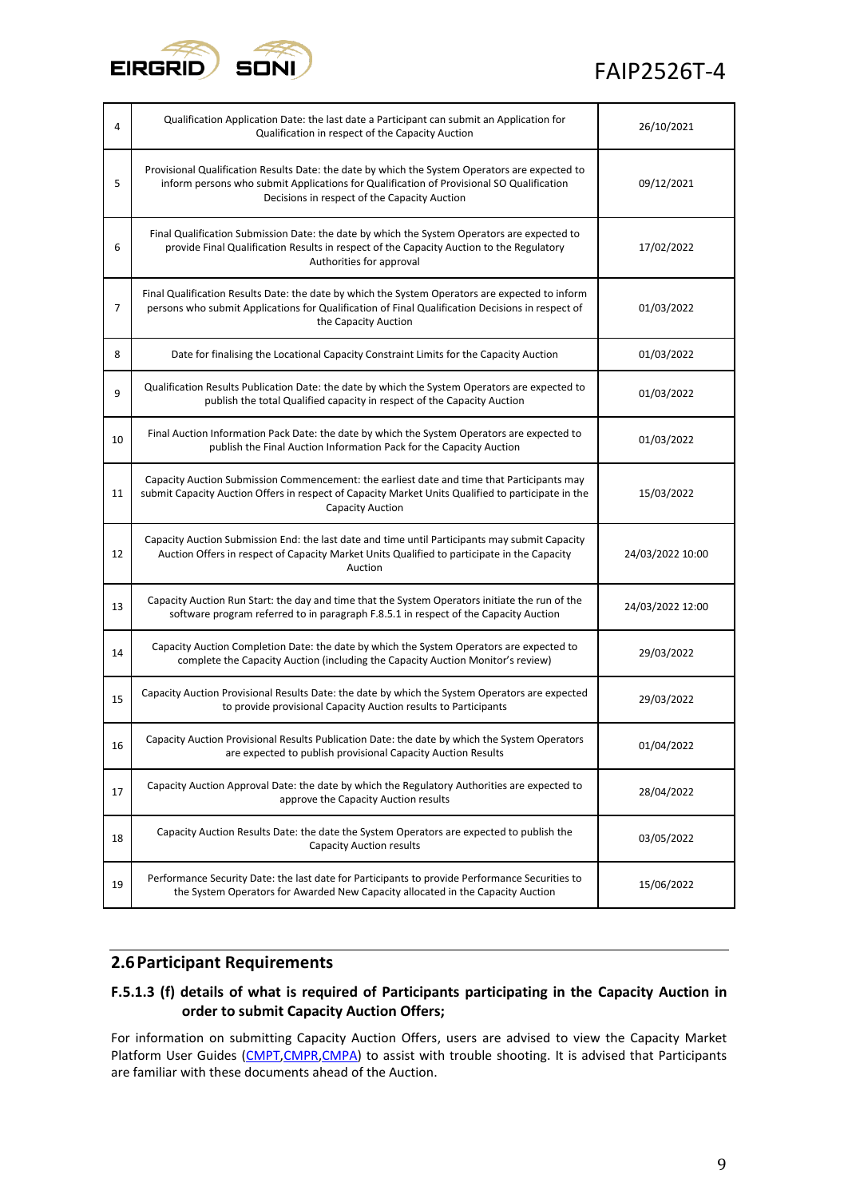| | | |
|---|---|---|
| 4 | Qualification Application Date: the last date a Participant can submit an Application for Qualification in respect of the Capacity Auction | 26/10/2021 |
| 5 | Provisional Qualification Results Date: the date by which the System Operators are expected to inform persons who submit Applications for Qualification of Provisional SO Qualification Decisions in respect of the Capacity Auction | 09/12/2021 |
| 6 | Final Qualification Submission Date: the date by which the System Operators are expected to provide Final Qualification Results in respect of the Capacity Auction to the Regulatory Authorities for approval | 17/02/2022 |
| 7 | Final Qualification Results Date: the date by which the System Operators are expected to inform persons who submit Applications for Qualification of Final Qualification Decisions in respect of the Capacity Auction | 01/03/2022 |
| 8 | Date for finalising the Locational Capacity Constraint Limits for the Capacity Auction | 01/03/2022 |
| 9 | Qualification Results Publication Date: the date by which the System Operators are expected to publish the total Qualified capacity in respect of the Capacity Auction | 01/03/2022 |
| 10 | Final Auction Information Pack Date: the date by which the System Operators are expected to publish the Final Auction Information Pack for the Capacity Auction | 01/03/2022 |
| 11 | Capacity Auction Submission Commencement: the earliest date and time that Participants may submit Capacity Auction Offers in respect of Capacity Market Units Qualified to participate in the Capacity Auction | 15/03/2022 |
| 12 | Capacity Auction Submission End: the last date and time until Participants may submit Capacity Auction Offers in respect of Capacity Market Units Qualified to participate in the Capacity Auction | 24/03/2022 10:00 |
| 13 | Capacity Auction Run Start: the day and time that the System Operators initiate the run of the software program referred to in paragraph F.8.5.1 in respect of the Capacity Auction | 24/03/2022 12:00 |
| 14 | Capacity Auction Completion Date: the date by which the System Operators are expected to complete the Capacity Auction (including the Capacity Auction Monitor's review) | 29/03/2022 |
| 15 | Capacity Auction Provisional Results Date: the date by which the System Operators are expected to provide provisional Capacity Auction results to Participants | 29/03/2022 |
| 16 | Capacity Auction Provisional Results Publication Date: the date by which the System Operators are expected to publish provisional Capacity Auction Results | 01/04/2022 |
| 17 | Capacity Auction Approval Date: the date by which the Regulatory Authorities are expected to approve the Capacity Auction results | 28/04/2022 |
| 18 | Capacity Auction Results Date: the date the System Operators are expected to publish the Capacity Auction results | 03/05/2022 |
| 19 | Performance Security Date: the last date for Participants to provide Performance Securities to the System Operators for Awarded New Capacity allocated in the Capacity Auction | 15/06/2022 |

## 2.6 Participant Requirements

### F.5.1.3 (f) details of what is required of Participants participating in the Capacity Auction in order to submit Capacity Auction Offers;

For information on submitting Capacity Auction Offers, users are advised to view the Capacity Market Platform User Guides (CMPT,CMPR,CMPA) to assist with trouble shooting. It is advised that Participants are familiar with these documents ahead of the Auction.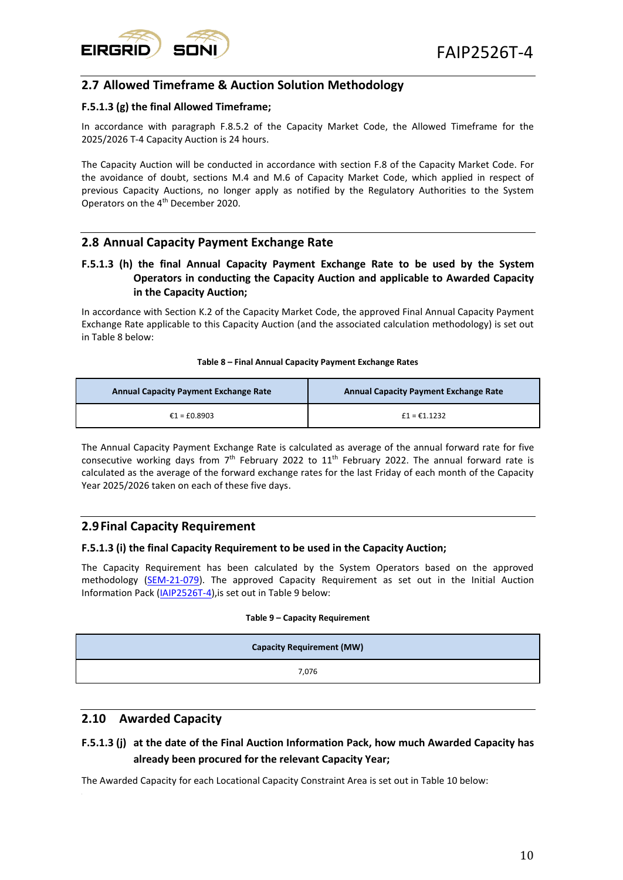## 2.7 Allowed Timeframe & Auction Solution Methodology

### F.5.1.3 (g) the final Allowed Timeframe;

In accordance with paragraph F.8.5.2 of the Capacity Market Code, the Allowed Timeframe for the 2025/2026 T-4 Capacity Auction is 24 hours.

The Capacity Auction will be conducted in accordance with section F.8 of the Capacity Market Code. For the avoidance of doubt, sections M.4 and M.6 of Capacity Market Code, which applied in respect of previous Capacity Auctions, no longer apply as notified by the Regulatory Authorities to the System Operators on the 4th December 2020.

## 2.8 Annual Capacity Payment Exchange Rate

### F.5.1.3 (h) the final Annual Capacity Payment Exchange Rate to be used by the System Operators in conducting the Capacity Auction and applicable to Awarded Capacity in the Capacity Auction;

In accordance with Section K.2 of the Capacity Market Code, the approved Final Annual Capacity Payment Exchange Rate applicable to this Capacity Auction (and the associated calculation methodology) is set out in Table 8 below:

**Table 8 – Final Annual Capacity Payment Exchange Rates**

| Annual Capacity Payment Exchange Rate | Annual Capacity Payment Exchange Rate |
|---|---|
| €1 = £0.8903 | £1 = €1.1232 |

The Annual Capacity Payment Exchange Rate is calculated as average of the annual forward rate for five consecutive working days from 7th February 2022 to 11th February 2022. The annual forward rate is calculated as the average of the forward exchange rates for the last Friday of each month of the Capacity Year 2025/2026 taken on each of these five days.

## 2.9 Final Capacity Requirement

### F.5.1.3 (i) the final Capacity Requirement to be used in the Capacity Auction;

The Capacity Requirement has been calculated by the System Operators based on the approved methodology (SEM-21-079). The approved Capacity Requirement as set out in the Initial Auction Information Pack (IAIP2526T-4),is set out in Table 9 below:

**Table 9 – Capacity Requirement**

| Capacity Requirement (MW) |
|---|
| 7,076 |

## 2.10 Awarded Capacity

### F.5.1.3 (j) at the date of the Final Auction Information Pack, how much Awarded Capacity has already been procured for the relevant Capacity Year;

The Awarded Capacity for each Locational Capacity Constraint Area is set out in Table 10 below: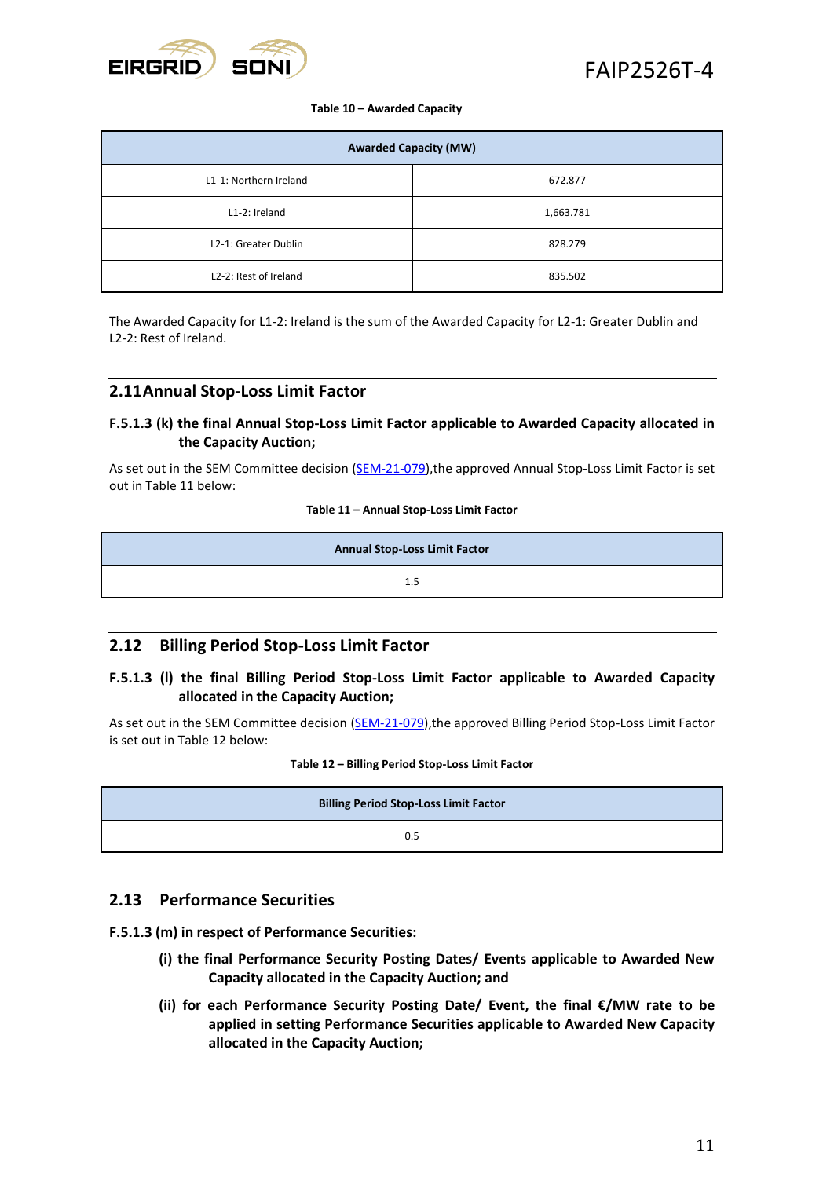**Table 10 – Awarded Capacity**

| Awarded Capacity (MW) | |
|---|---|
| L1-1: Northern Ireland | 672.877 |
| L1-2: Ireland | 1,663.781 |
| L2-1: Greater Dublin | 828.279 |
| L2-2: Rest of Ireland | 835.502 |

The Awarded Capacity for L1-2: Ireland is the sum of the Awarded Capacity for L2-1: Greater Dublin and L2-2: Rest of Ireland.

## 2.11 Annual Stop-Loss Limit Factor

### F.5.1.3 (k) the final Annual Stop-Loss Limit Factor applicable to Awarded Capacity allocated in the Capacity Auction;

As set out in the SEM Committee decision (SEM-21-079),the approved Annual Stop-Loss Limit Factor is set out in Table 11 below:

**Table 11 – Annual Stop-Loss Limit Factor**

| Annual Stop-Loss Limit Factor |
|---|
| 1.5 |

## 2.12 Billing Period Stop-Loss Limit Factor

### F.5.1.3 (l) the final Billing Period Stop-Loss Limit Factor applicable to Awarded Capacity allocated in the Capacity Auction;

As set out in the SEM Committee decision (SEM-21-079),the approved Billing Period Stop-Loss Limit Factor is set out in Table 12 below:

**Table 12 – Billing Period Stop-Loss Limit Factor**

| Billing Period Stop-Loss Limit Factor |
|---|
| 0.5 |

## 2.13 Performance Securities

**F.5.1.3 (m) in respect of Performance Securities:**

**(i) the final Performance Security Posting Dates/ Events applicable to Awarded New Capacity allocated in the Capacity Auction; and**

**(ii) for each Performance Security Posting Date/ Event, the final €/MW rate to be applied in setting Performance Securities applicable to Awarded New Capacity allocated in the Capacity Auction;**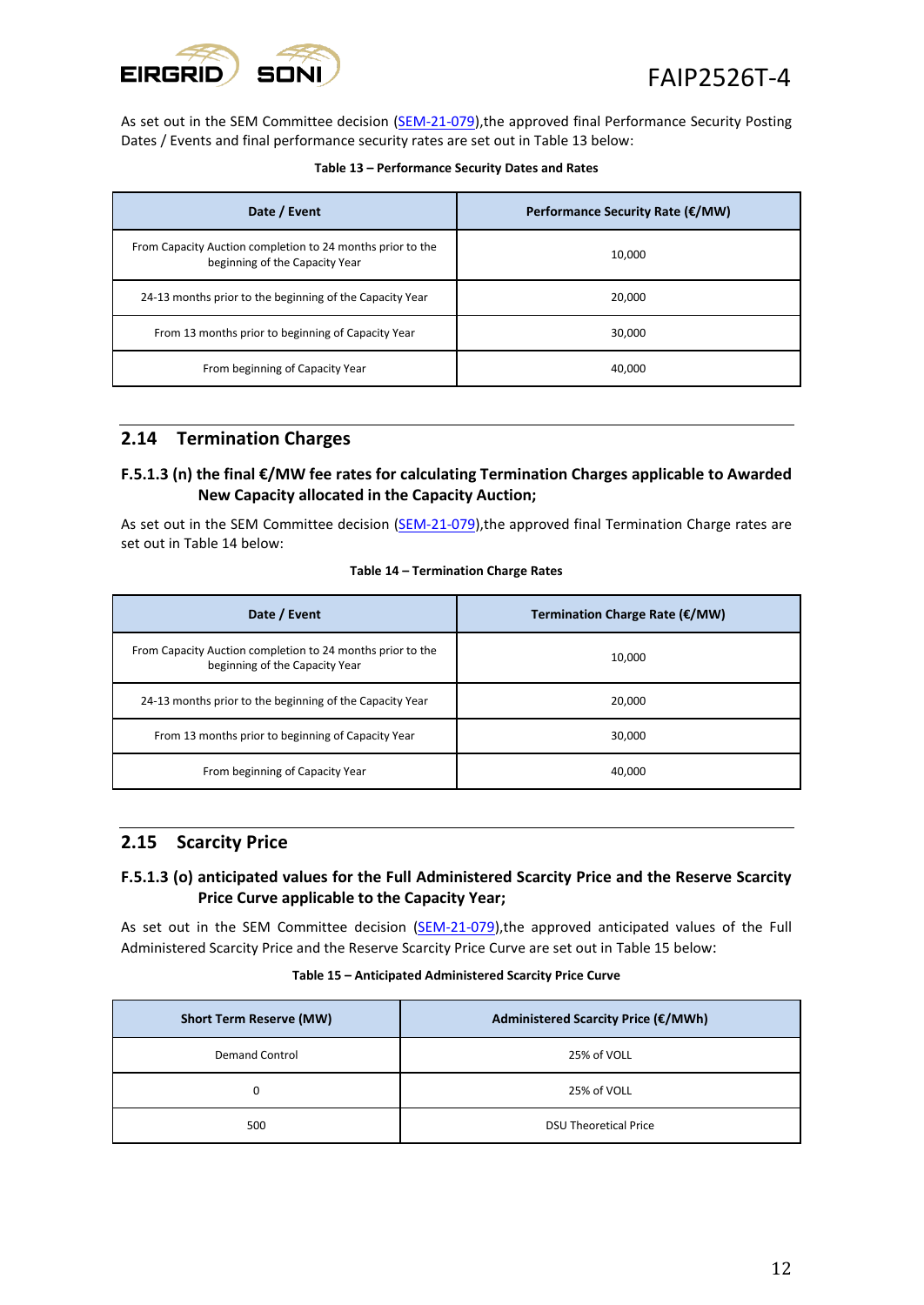As set out in the SEM Committee decision (SEM-21-079),the approved final Performance Security Posting Dates / Events and final performance security rates are set out in Table 13 below:

**Table 13 – Performance Security Dates and Rates**

| Date / Event | Performance Security Rate (€/MW) |
|---|---|
| From Capacity Auction completion to 24 months prior to the beginning of the Capacity Year | 10,000 |
| 24-13 months prior to the beginning of the Capacity Year | 20,000 |
| From 13 months prior to beginning of Capacity Year | 30,000 |
| From beginning of Capacity Year | 40,000 |

## 2.14 Termination Charges

### F.5.1.3 (n) the final €/MW fee rates for calculating Termination Charges applicable to Awarded New Capacity allocated in the Capacity Auction;

As set out in the SEM Committee decision (SEM-21-079),the approved final Termination Charge rates are set out in Table 14 below:

**Table 14 – Termination Charge Rates**

| Date / Event | Termination Charge Rate (€/MW) |
|---|---|
| From Capacity Auction completion to 24 months prior to the beginning of the Capacity Year | 10,000 |
| 24-13 months prior to the beginning of the Capacity Year | 20,000 |
| From 13 months prior to beginning of Capacity Year | 30,000 |
| From beginning of Capacity Year | 40,000 |

## 2.15 Scarcity Price

### F.5.1.3 (o) anticipated values for the Full Administered Scarcity Price and the Reserve Scarcity Price Curve applicable to the Capacity Year;

As set out in the SEM Committee decision (SEM-21-079),the approved anticipated values of the Full Administered Scarcity Price and the Reserve Scarcity Price Curve are set out in Table 15 below:

**Table 15 – Anticipated Administered Scarcity Price Curve**

| Short Term Reserve (MW) | Administered Scarcity Price (€/MWh) |
|---|---|
| Demand Control | 25% of VOLL |
| 0 | 25% of VOLL |
| 500 | DSU Theoretical Price |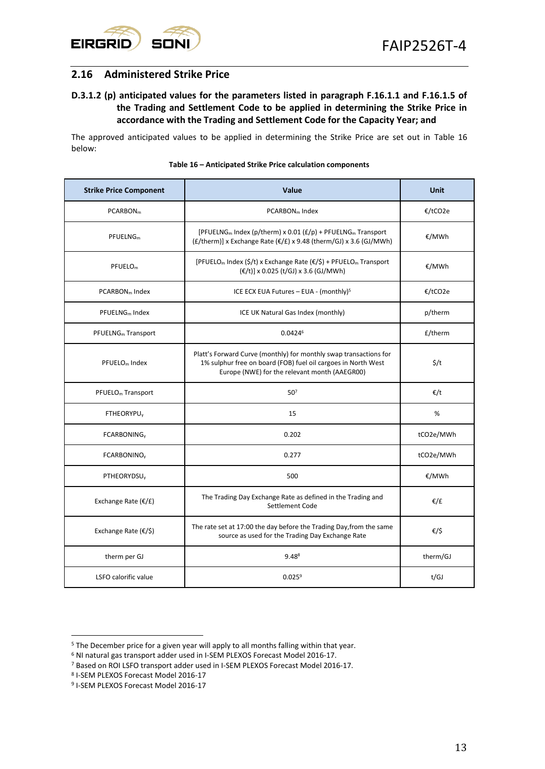## 2.16 Administered Strike Price

**D.3.1.2 (p) anticipated values for the parameters listed in paragraph F.16.1.1 and F.16.1.5 of the Trading and Settlement Code to be applied in determining the Strike Price in accordance with the Trading and Settlement Code for the Capacity Year; and**

The approved anticipated values to be applied in determining the Strike Price are set out in Table 16 below:

**Table 16 – Anticipated Strike Price calculation components**

| Strike Price Component | Value | Unit |
|---|---|---|
| $PCARBON_m$ | $PCARBON_m$ Index | €/tCO2e |
| $PFUELNG_m$ | [$PFUELNG_m$ Index (p/therm) x 0.01 (£/p) + $PFUELNG_m$ Transport (£/therm)] x Exchange Rate (€/£) x 9.48 (therm/GJ) x 3.6 (GJ/MWh) | €/MWh |
| $PFUELO_m$ | [$PFUELO_m$ Index ($/t) x Exchange Rate (€/$) + $PFUELO_m$ Transport (€/t)] x 0.025 (t/GJ) x 3.6 (GJ/MWh) | €/MWh |
| $PCARBON_m$ Index | ICE ECX EUA Futures – EUA - (monthly)[5] | €/tCO2e |
| $PFUELNG_m$ Index | ICE UK Natural Gas Index (monthly) | p/therm |
| $PFUELNG_m$ Transport | 0.0424[6] | £/therm |
| $PFUELO_m$ Index | Platt's Forward Curve (monthly) for monthly swap transactions for 1% sulphur free on board (FOB) fuel oil cargoes in North West Europe (NWE) for the relevant month (AAEGR00) | $/t |
| $PFUELO_m$ Transport | 50[7] | €/t |
| $FTHEORYPU_y$ | 15 | % |
| $FCARBONING_y$ | 0.202 | tCO2e/MWh |
| $FCARBONINO_y$ | 0.277 | tCO2e/MWh |
| $PTHEORYDSU_y$ | 500 | €/MWh |
| Exchange Rate (€/£) | The Trading Day Exchange Rate as defined in the Trading and Settlement Code | €/£ |
| Exchange Rate (€/$) | The rate set at 17:00 the day before the Trading Day,from the same source as used for the Trading Day Exchange Rate | €/$ |
| therm per GJ | 9.48[8] | therm/GJ |
| LSFO calorific value | 0.025[9] | t/GJ |

[5] The December price for a given year will apply to all months falling within that year.
[6] NI natural gas transport adder used in I-SEM PLEXOS Forecast Model 2016-17.
[7] Based on ROI LSFO transport adder used in I-SEM PLEXOS Forecast Model 2016-17.
[8] I-SEM PLEXOS Forecast Model 2016-17
[9] I-SEM PLEXOS Forecast Model 2016-17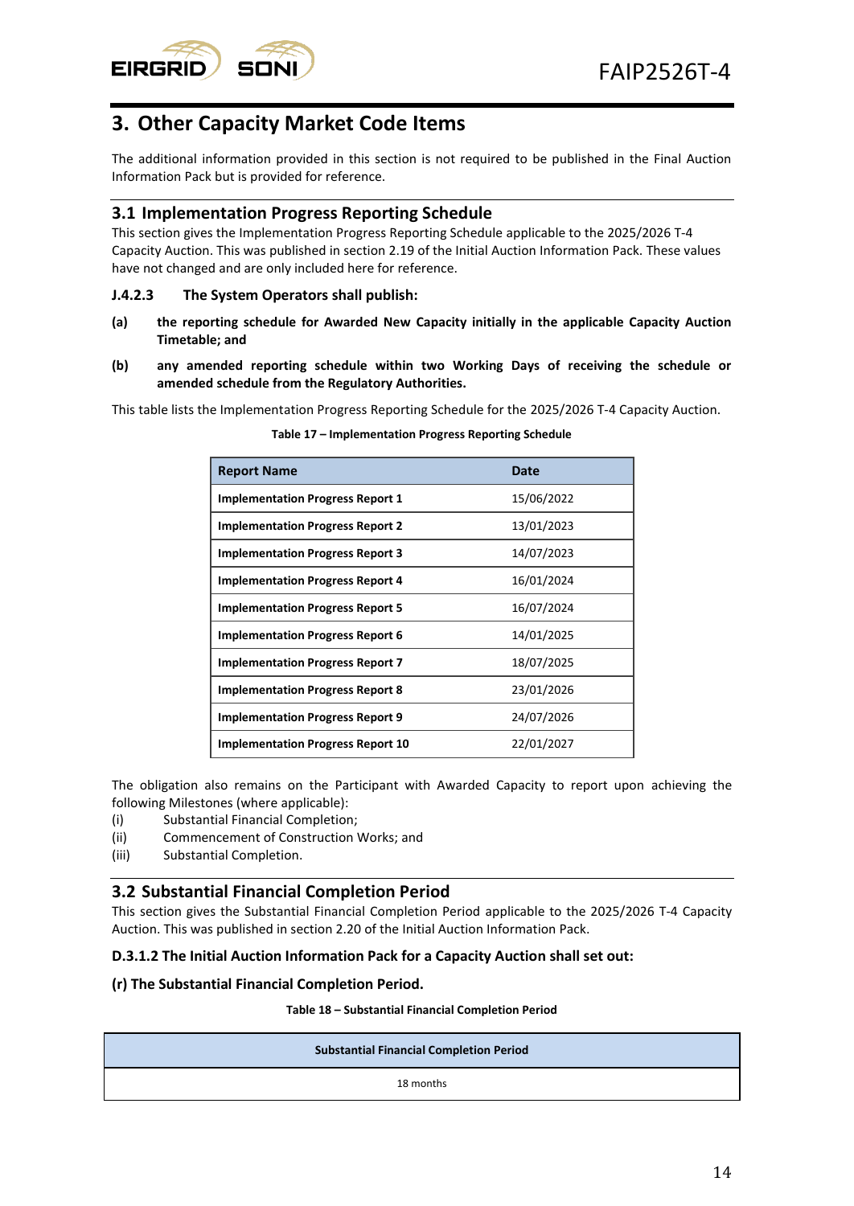# 3. Other Capacity Market Code Items

The additional information provided in this section is not required to be published in the Final Auction Information Pack but is provided for reference.

## 3.1 Implementation Progress Reporting Schedule

This section gives the Implementation Progress Reporting Schedule applicable to the 2025/2026 T-4 Capacity Auction. This was published in section 2.19 of the Initial Auction Information Pack. These values have not changed and are only included here for reference.

**J.4.2.3 The System Operators shall publish:**

**(a) the reporting schedule for Awarded New Capacity initially in the applicable Capacity Auction Timetable; and**

**(b) any amended reporting schedule within two Working Days of receiving the schedule or amended schedule from the Regulatory Authorities.**

This table lists the Implementation Progress Reporting Schedule for the 2025/2026 T-4 Capacity Auction.

**Table 17 – Implementation Progress Reporting Schedule**

| Report Name | Date |
|---|---|
| **Implementation Progress Report 1** | 15/06/2022 |
| **Implementation Progress Report 2** | 13/01/2023 |
| **Implementation Progress Report 3** | 14/07/2023 |
| **Implementation Progress Report 4** | 16/01/2024 |
| **Implementation Progress Report 5** | 16/07/2024 |
| **Implementation Progress Report 6** | 14/01/2025 |
| **Implementation Progress Report 7** | 18/07/2025 |
| **Implementation Progress Report 8** | 23/01/2026 |
| **Implementation Progress Report 9** | 24/07/2026 |
| **Implementation Progress Report 10** | 22/01/2027 |

The obligation also remains on the Participant with Awarded Capacity to report upon achieving the following Milestones (where applicable):

(i) Substantial Financial Completion;
(ii) Commencement of Construction Works; and
(iii) Substantial Completion.

## 3.2 Substantial Financial Completion Period

This section gives the Substantial Financial Completion Period applicable to the 2025/2026 T-4 Capacity Auction. This was published in section 2.20 of the Initial Auction Information Pack.

**D.3.1.2 The Initial Auction Information Pack for a Capacity Auction shall set out:**

**(r) The Substantial Financial Completion Period.**

**Table 18 – Substantial Financial Completion Period**

| Substantial Financial Completion Period |
|---|
| 18 months |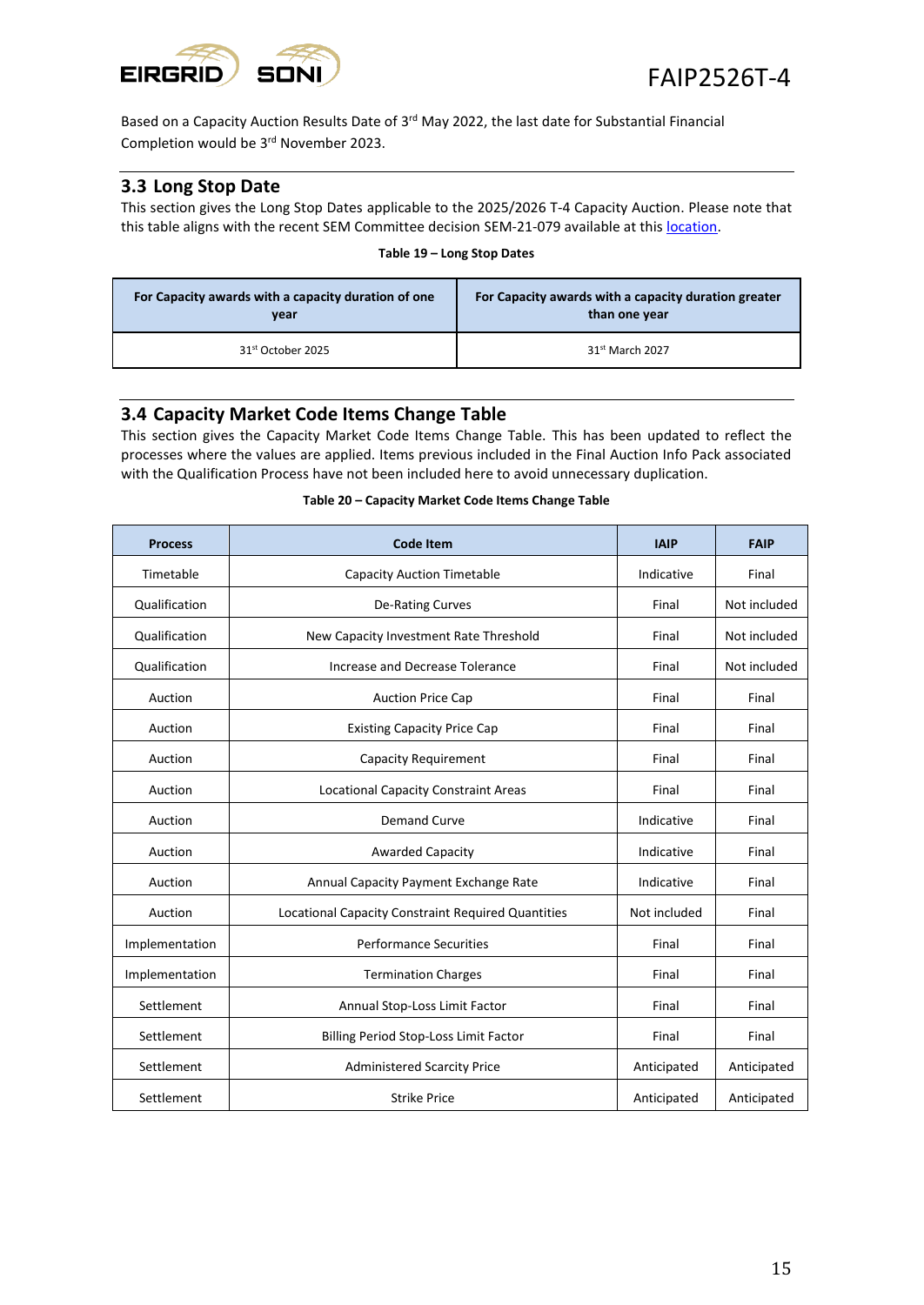Based on a Capacity Auction Results Date of 3rd May 2022, the last date for Substantial Financial Completion would be 3rd November 2023.

## 3.3 Long Stop Date

This section gives the Long Stop Dates applicable to the 2025/2026 T-4 Capacity Auction. Please note that this table aligns with the recent SEM Committee decision SEM-21-079 available at this location.

**Table 19 – Long Stop Dates**

| For Capacity awards with a capacity duration of one year | For Capacity awards with a capacity duration greater than one year |
|---|---|
| 31st October 2025 | 31st March 2027 |

## 3.4 Capacity Market Code Items Change Table

This section gives the Capacity Market Code Items Change Table. This has been updated to reflect the processes where the values are applied. Items previous included in the Final Auction Info Pack associated with the Qualification Process have not been included here to avoid unnecessary duplication.

**Table 20 – Capacity Market Code Items Change Table**

| Process | Code Item | IAIP | FAIP |
|---|---|---|---|
| Timetable | Capacity Auction Timetable | Indicative | Final |
| Qualification | De-Rating Curves | Final | Not included |
| Qualification | New Capacity Investment Rate Threshold | Final | Not included |
| Qualification | Increase and Decrease Tolerance | Final | Not included |
| Auction | Auction Price Cap | Final | Final |
| Auction | Existing Capacity Price Cap | Final | Final |
| Auction | Capacity Requirement | Final | Final |
| Auction | Locational Capacity Constraint Areas | Final | Final |
| Auction | Demand Curve | Indicative | Final |
| Auction | Awarded Capacity | Indicative | Final |
| Auction | Annual Capacity Payment Exchange Rate | Indicative | Final |
| Auction | Locational Capacity Constraint Required Quantities | Not included | Final |
| Implementation | Performance Securities | Final | Final |
| Implementation | Termination Charges | Final | Final |
| Settlement | Annual Stop-Loss Limit Factor | Final | Final |
| Settlement | Billing Period Stop-Loss Limit Factor | Final | Final |
| Settlement | Administered Scarcity Price | Anticipated | Anticipated |
| Settlement | Strike Price | Anticipated | Anticipated |